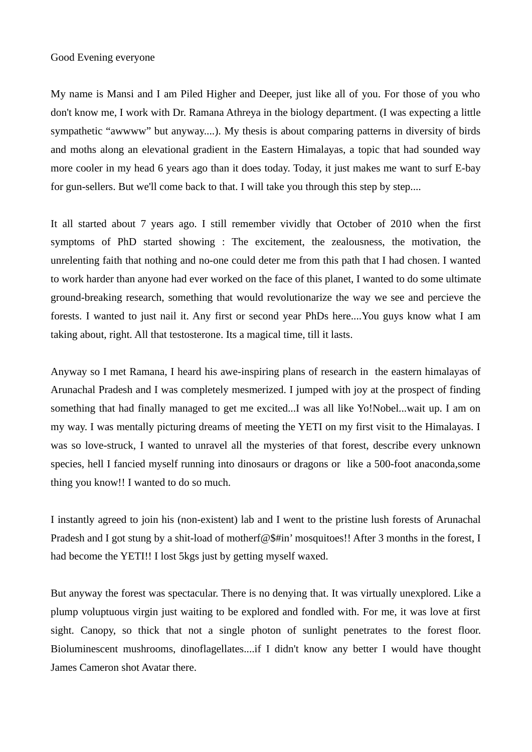Good Evening everyone

My name is Mansi and I am Piled Higher and Deeper, just like all of you. For those of you who don't know me, I work with Dr. Ramana Athreya in the biology department. (I was expecting a little sympathetic “awwww” but anyway....). My thesis is about comparing patterns in diversity of birds and moths along an elevational gradient in the Eastern Himalayas, a topic that had sounded way more cooler in my head 6 years ago than it does today. Today, it just makes me want to surf E-bay for gun-sellers. But we'll come back to that. I will take you through this step by step....

It all started about 7 years ago. I still remember vividly that October of 2010 when the first symptoms of PhD started showing : The excitement, the zealousness, the motivation, the unrelenting faith that nothing and no-one could deter me from this path that I had chosen. I wanted to work harder than anyone had ever worked on the face of this planet, I wanted to do some ultimate ground-breaking research, something that would revolutionarize the way we see and percieve the forests. I wanted to just nail it. Any first or second year PhDs here....You guys know what I am taking about, right. All that testosterone. Its a magical time, till it lasts.

Anyway so I met Ramana, I heard his awe-inspiring plans of research in the eastern himalayas of Arunachal Pradesh and I was completely mesmerized. I jumped with joy at the prospect of finding something that had finally managed to get me excited...I was all like Yo!Nobel...wait up. I am on my way. I was mentally picturing dreams of meeting the YETI on my first visit to the Himalayas. I was so love-struck, I wanted to unravel all the mysteries of that forest, describe every unknown species, hell I fancied myself running into dinosaurs or dragons or like a 500-foot anaconda,some thing you know!! I wanted to do so much.

I instantly agreed to join his (non-existent) lab and I went to the pristine lush forests of Arunachal Pradesh and I got stung by a shit-load of motherf@$#in’ mosquitoes!! After 3 months in the forest, I had become the YETI!! I lost 5kgs just by getting myself waxed.

But anyway the forest was spectacular. There is no denying that. It was virtually unexplored. Like a plump voluptuous virgin just waiting to be explored and fondled with. For me, it was love at first sight. Canopy, so thick that not a single photon of sunlight penetrates to the forest floor. Bioluminescent mushrooms, dinoflagellates....if I didn't know any better I would have thought James Cameron shot Avatar there.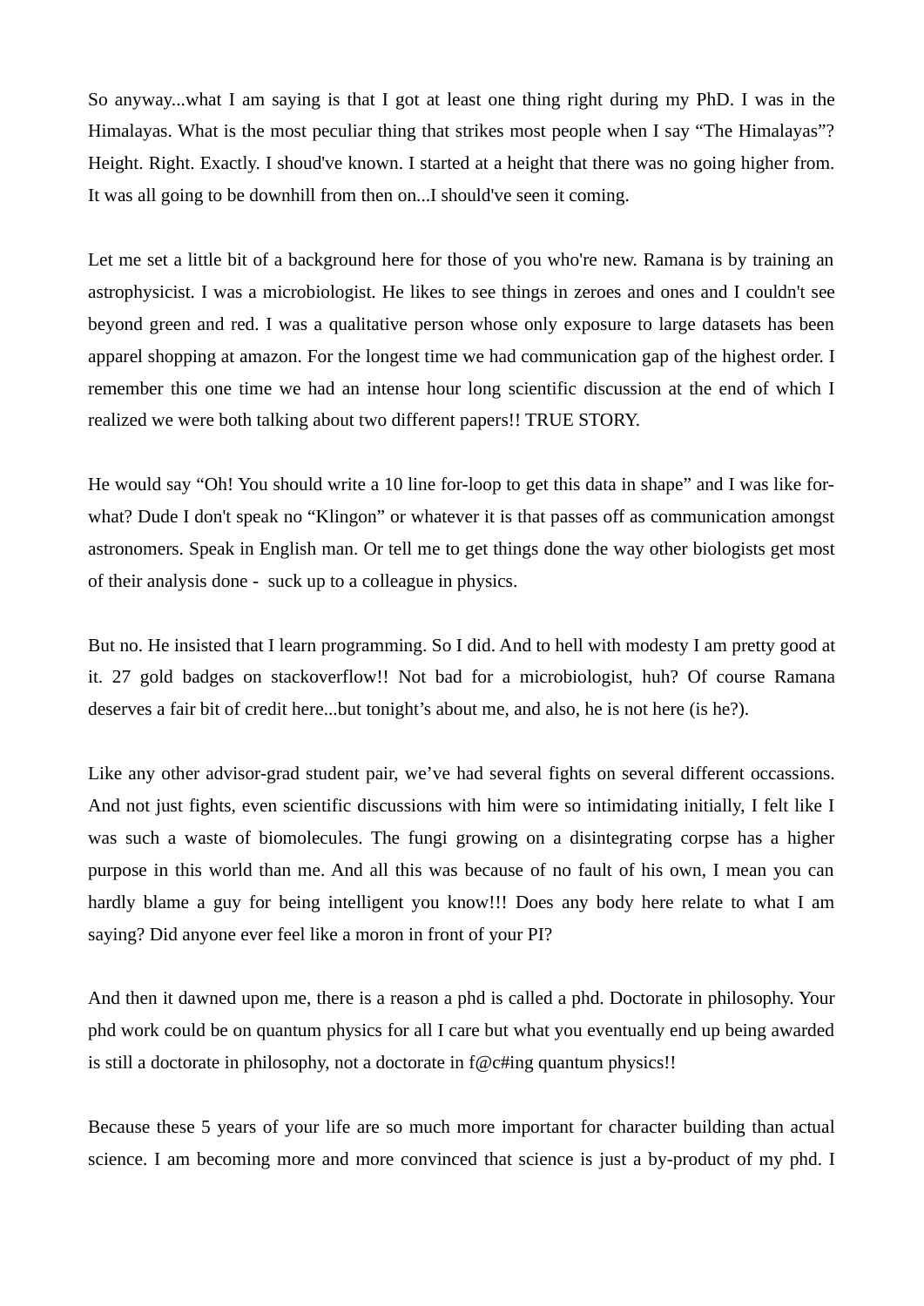So anyway...what I am saying is that I got at least one thing right during my PhD. I was in the Himalayas. What is the most peculiar thing that strikes most people when I say “The Himalayas”? Height. Right. Exactly. I shoud've known. I started at a height that there was no going higher from. It was all going to be downhill from then on...I should've seen it coming.

Let me set a little bit of a background here for those of you who're new. Ramana is by training an astrophysicist. I was a microbiologist. He likes to see things in zeroes and ones and I couldn't see beyond green and red. I was a qualitative person whose only exposure to large datasets has been apparel shopping at amazon. For the longest time we had communication gap of the highest order. I remember this one time we had an intense hour long scientific discussion at the end of which I realized we were both talking about two different papers!! TRUE STORY.

He would say “Oh! You should write a 10 line for-loop to get this data in shape” and I was like for-what? Dude I don't speak no “Klingon” or whatever it is that passes off as communication amongst astronomers. Speak in English man. Or tell me to get things done the way other biologists get most of their analysis done - suck up to a colleague in physics.

But no. He insisted that I learn programming. So I did. And to hell with modesty I am pretty good at it. 27 gold badges on stackoverflow!! Not bad for a microbiologist, huh? Of course Ramana deserves a fair bit of credit here...but tonight’s about me, and also, he is not here (is he?).

Like any other advisor-grad student pair, we’ve had several fights on several different occassions. And not just fights, even scientific discussions with him were so intimidating initially, I felt like I was such a waste of biomolecules. The fungi growing on a disintegrating corpse has a higher purpose in this world than me. And all this was because of no fault of his own, I mean you can hardly blame a guy for being intelligent you know!!! Does any body here relate to what I am saying? Did anyone ever feel like a moron in front of your PI?

And then it dawned upon me, there is a reason a phd is called a phd. Doctorate in philosophy. Your phd work could be on quantum physics for all I care but what you eventually end up being awarded is still a doctorate in philosophy, not a doctorate in f@c#ing quantum physics!!

Because these 5 years of your life are so much more important for character building than actual science. I am becoming more and more convinced that science is just a by-product of my phd. I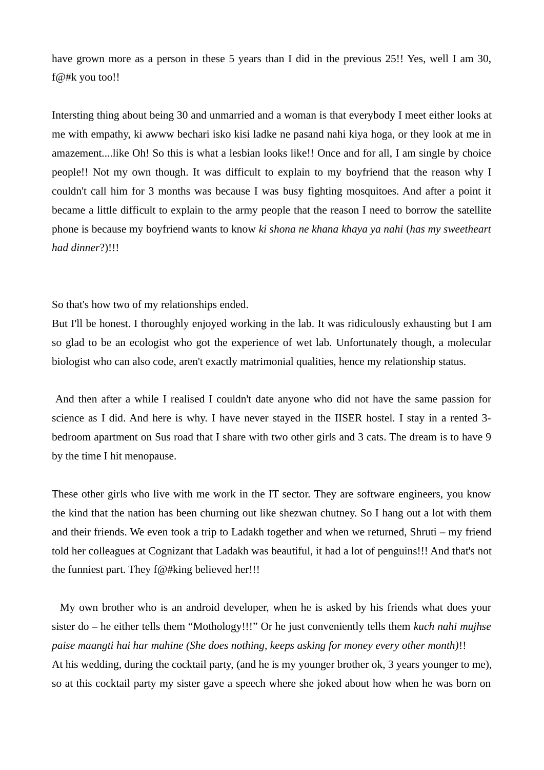have grown more as a person in these 5 years than I did in the previous 25!! Yes, well I am 30, f@#k you too!!

Intersting thing about being 30 and unmarried and a woman is that everybody I meet either looks at me with empathy, ki awww bechari isko kisi ladke ne pasand nahi kiya hoga, or they look at me in amazement....like Oh! So this is what a lesbian looks like!! Once and for all, I am single by choice people!! Not my own though. It was difficult to explain to my boyfriend that the reason why I couldn't call him for 3 months was because I was busy fighting mosquitoes. And after a point it became a little difficult to explain to the army people that the reason I need to borrow the satellite phone is because my boyfriend wants to know *ki shona ne khana khaya ya nahi* (*has my sweetheart had dinner*?)!!!

So that's how two of my relationships ended.
But I'll be honest. I thoroughly enjoyed working in the lab. It was ridiculously exhausting but I am so glad to be an ecologist who got the experience of wet lab. Unfortunately though, a molecular biologist who can also code, aren't exactly matrimonial qualities, hence my relationship status.

And then after a while I realised I couldn't date anyone who did not have the same passion for science as I did. And here is why. I have never stayed in the IISER hostel. I stay in a rented 3-bedroom apartment on Sus road that I share with two other girls and 3 cats. The dream is to have 9 by the time I hit menopause.

These other girls who live with me work in the IT sector. They are software engineers, you know the kind that the nation has been churning out like shezwan chutney. So I hang out a lot with them and their friends. We even took a trip to Ladakh together and when we returned, Shruti – my friend told her colleagues at Cognizant that Ladakh was beautiful, it had a lot of penguins!!! And that's not the funniest part. They f@#king believed her!!!

My own brother who is an android developer, when he is asked by his friends what does your sister do – he either tells them "Mothology!!!" Or he just conveniently tells them *kuch nahi mujhse paise maangti hai har mahine (She does nothing, keeps asking for money every other month)*!!
At his wedding, during the cocktail party, (and he is my younger brother ok, 3 years younger to me), so at this cocktail party my sister gave a speech where she joked about how when he was born on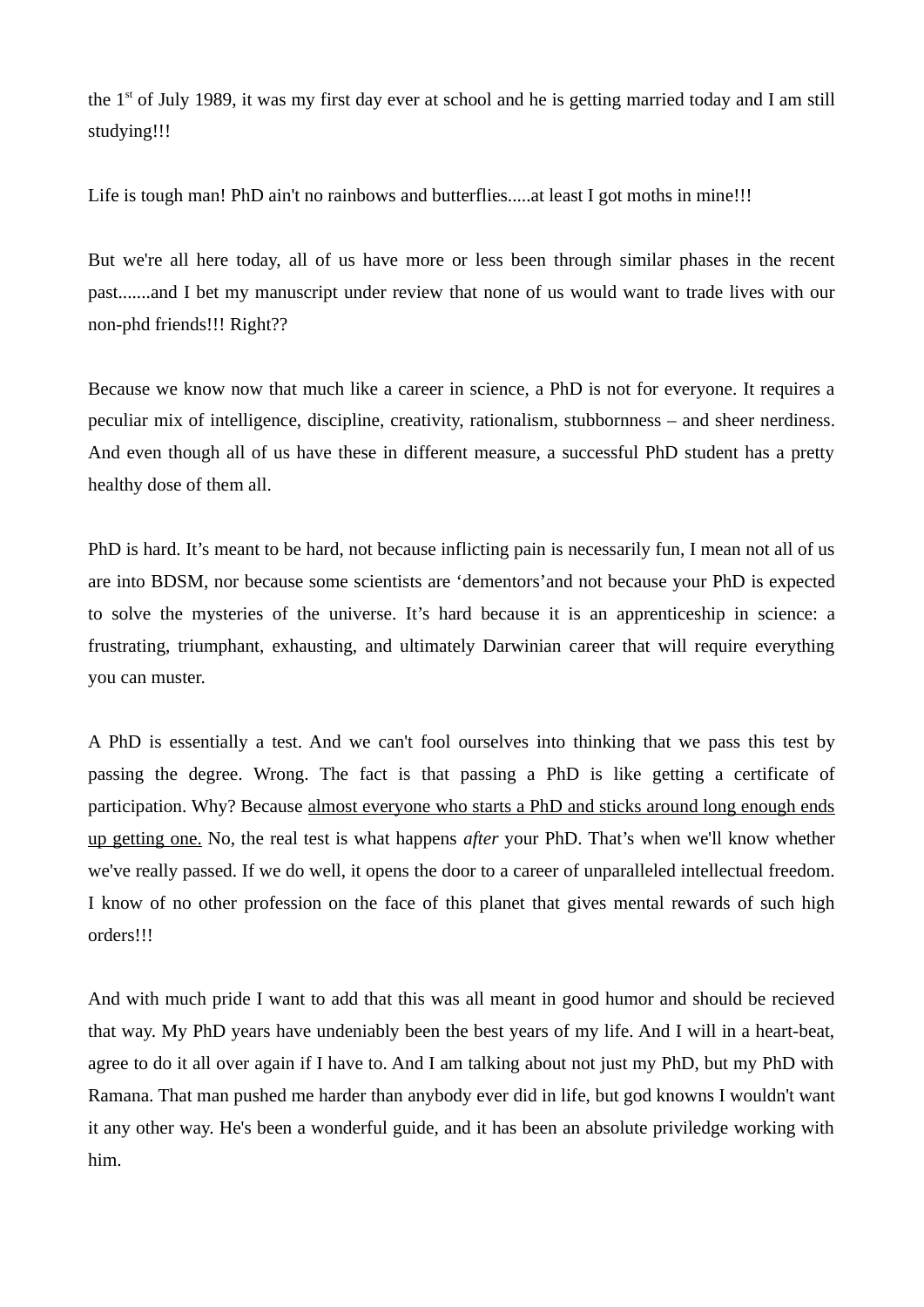the 1[st] of July 1989, it was my first day ever at school and he is getting married today and I am still studying!!!

Life is tough man! PhD ain't no rainbows and butterflies.....at least I got moths in mine!!!

But we're all here today, all of us have more or less been through similar phases in the recent past.......and I bet my manuscript under review that none of us would want to trade lives with our non-phd friends!!! Right??

Because we know now that much like a career in science, a PhD is not for everyone. It requires a peculiar mix of intelligence, discipline, creativity, rationalism, stubbornness – and sheer nerdiness. And even though all of us have these in different measure, a successful PhD student has a pretty healthy dose of them all.

PhD is hard. It's meant to be hard, not because inflicting pain is necessarily fun, I mean not all of us are into BDSM, nor because some scientists are 'dementors'and not because your PhD is expected to solve the mysteries of the universe. It's hard because it is an apprenticeship in science: a frustrating, triumphant, exhausting, and ultimately Darwinian career that will require everything you can muster.

A PhD is essentially a test. And we can't fool ourselves into thinking that we pass this test by passing the degree. Wrong. The fact is that passing a PhD is like getting a certificate of participation. Why? Because <u>almost everyone who starts a PhD and sticks around long enough ends up getting one.</u> No, the real test is what happens *after* your PhD. That's when we'll know whether we've really passed. If we do well, it opens the door to a career of unparalleled intellectual freedom. I know of no other profession on the face of this planet that gives mental rewards of such high orders!!!

And with much pride I want to add that this was all meant in good humor and should be recieved that way. My PhD years have undeniably been the best years of my life. And I will in a heart-beat, agree to do it all over again if I have to. And I am talking about not just my PhD, but my PhD with Ramana. That man pushed me harder than anybody ever did in life, but god knowns I wouldn't want it any other way. He's been a wonderful guide, and it has been an absolute priviledge working with him.